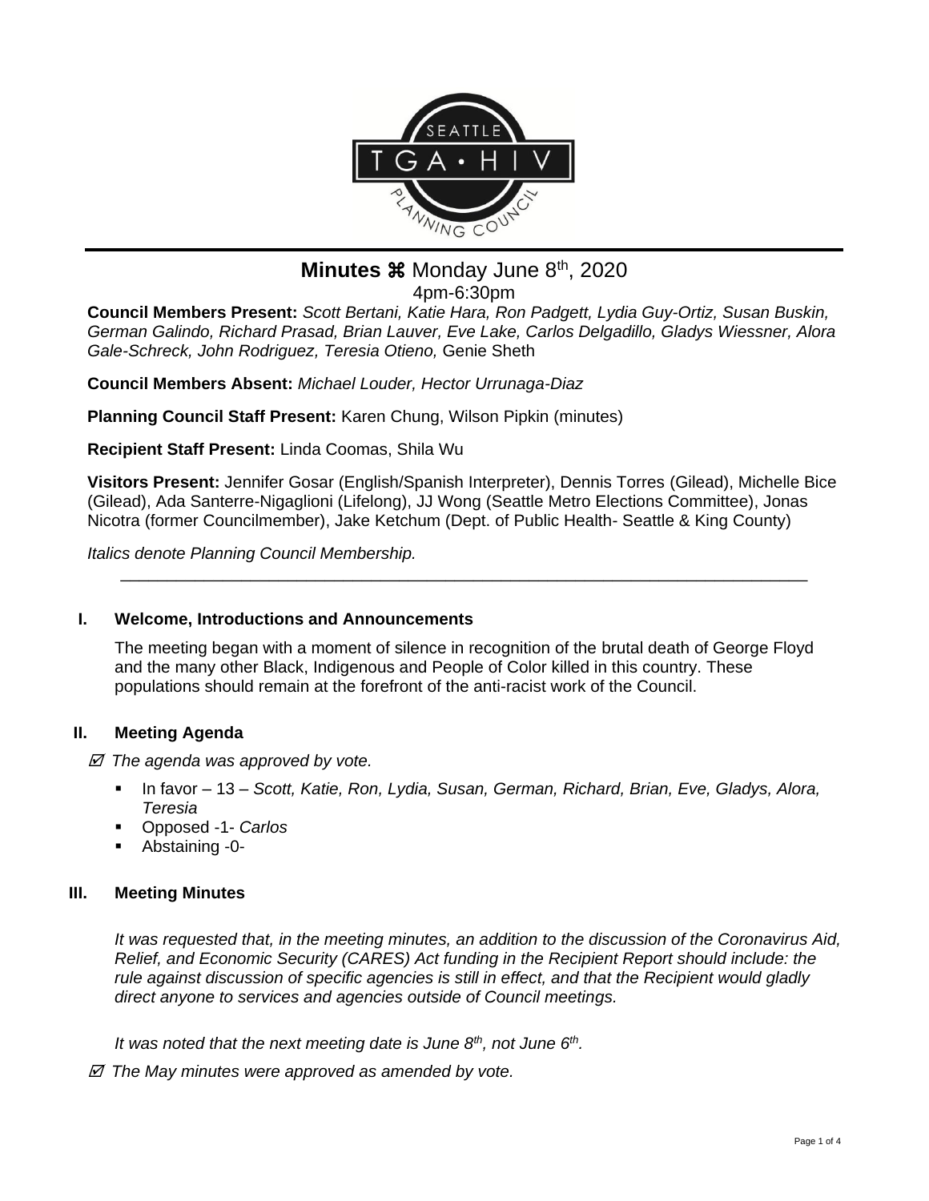# Minutes ⌘ Monday June 8th, 2020

4pm-6:30pm

**Council Members Present:** *Scott Bertani, Katie Hara, Ron Padgett, Lydia Guy-Ortiz, Susan Buskin, German Galindo, Richard Prasad, Brian Lauver, Eve Lake, Carlos Delgadillo, Gladys Wiessner, Alora Gale-Schreck, John Rodriguez, Teresia Otieno,* Genie Sheth

**Council Members Absent:** *Michael Louder, Hector Urrunaga-Diaz*

**Planning Council Staff Present:** Karen Chung, Wilson Pipkin (minutes)

**Recipient Staff Present:** Linda Coomas, Shila Wu

**Visitors Present:** Jennifer Gosar (English/Spanish Interpreter), Dennis Torres (Gilead), Michelle Bice (Gilead), Ada Santerre-Nigaglioni (Lifelong), JJ Wong (Seattle Metro Elections Committee), Jonas Nicotra (former Councilmember), Jake Ketchum (Dept. of Public Health- Seattle & King County)

*Italics denote Planning Council Membership.*

---

## I. Welcome, Introductions and Announcements

The meeting began with a moment of silence in recognition of the brutal death of George Floyd and the many other Black, Indigenous and People of Color killed in this country. These populations should remain at the forefront of the anti-racist work of the Council.

## II. Meeting Agenda

☑ *The agenda was approved by vote.*

- In favor – 13 – *Scott, Katie, Ron, Lydia, Susan, German, Richard, Brian, Eve, Gladys, Alora, Teresia*
- Opposed -1- *Carlos*
- Abstaining -0-

## III. Meeting Minutes

*It was requested that, in the meeting minutes, an addition to the discussion of the Coronavirus Aid, Relief, and Economic Security (CARES) Act funding in the Recipient Report should include: the rule against discussion of specific agencies is still in effect, and that the Recipient would gladly direct anyone to services and agencies outside of Council meetings.*

*It was noted that the next meeting date is June 8th, not June 6th.*

☑ *The May minutes were approved as amended by vote.*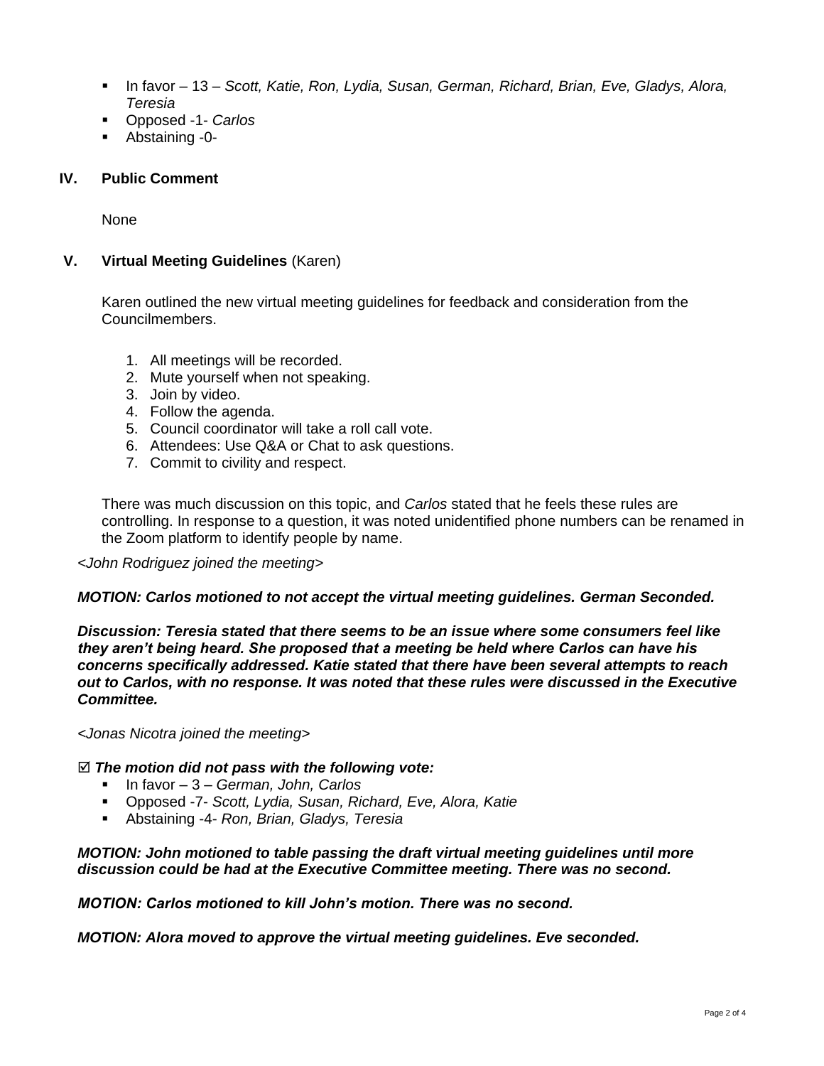- In favor – 13 – *Scott, Katie, Ron, Lydia, Susan, German, Richard, Brian, Eve, Gladys, Alora, Teresia*
- Opposed -1- *Carlos*
- Abstaining -0-

## IV. Public Comment

None

## V. Virtual Meeting Guidelines (Karen)

Karen outlined the new virtual meeting guidelines for feedback and consideration from the Councilmembers.

1. All meetings will be recorded.
2. Mute yourself when not speaking.
3. Join by video.
4. Follow the agenda.
5. Council coordinator will take a roll call vote.
6. Attendees: Use Q&A or Chat to ask questions.
7. Commit to civility and respect.

There was much discussion on this topic, and *Carlos* stated that he feels these rules are controlling. In response to a question, it was noted unidentified phone numbers can be renamed in the Zoom platform to identify people by name.

*<John Rodriguez joined the meeting>*

***MOTION: Carlos motioned to not accept the virtual meeting guidelines. German Seconded.***

***Discussion: Teresia stated that there seems to be an issue where some consumers feel like they aren't being heard. She proposed that a meeting be held where Carlos can have his concerns specifically addressed. Katie stated that there have been several attempts to reach out to Carlos, with no response. It was noted that these rules were discussed in the Executive Committee.***

*<Jonas Nicotra joined the meeting>*

☑ ***The motion did not pass with the following vote:***

- In favor – 3 – *German, John, Carlos*
- Opposed -7- *Scott, Lydia, Susan, Richard, Eve, Alora, Katie*
- Abstaining -4- *Ron, Brian, Gladys, Teresia*

***MOTION: John motioned to table passing the draft virtual meeting guidelines until more discussion could be had at the Executive Committee meeting. There was no second.***

***MOTION: Carlos motioned to kill John's motion. There was no second.***

***MOTION: Alora moved to approve the virtual meeting guidelines. Eve seconded.***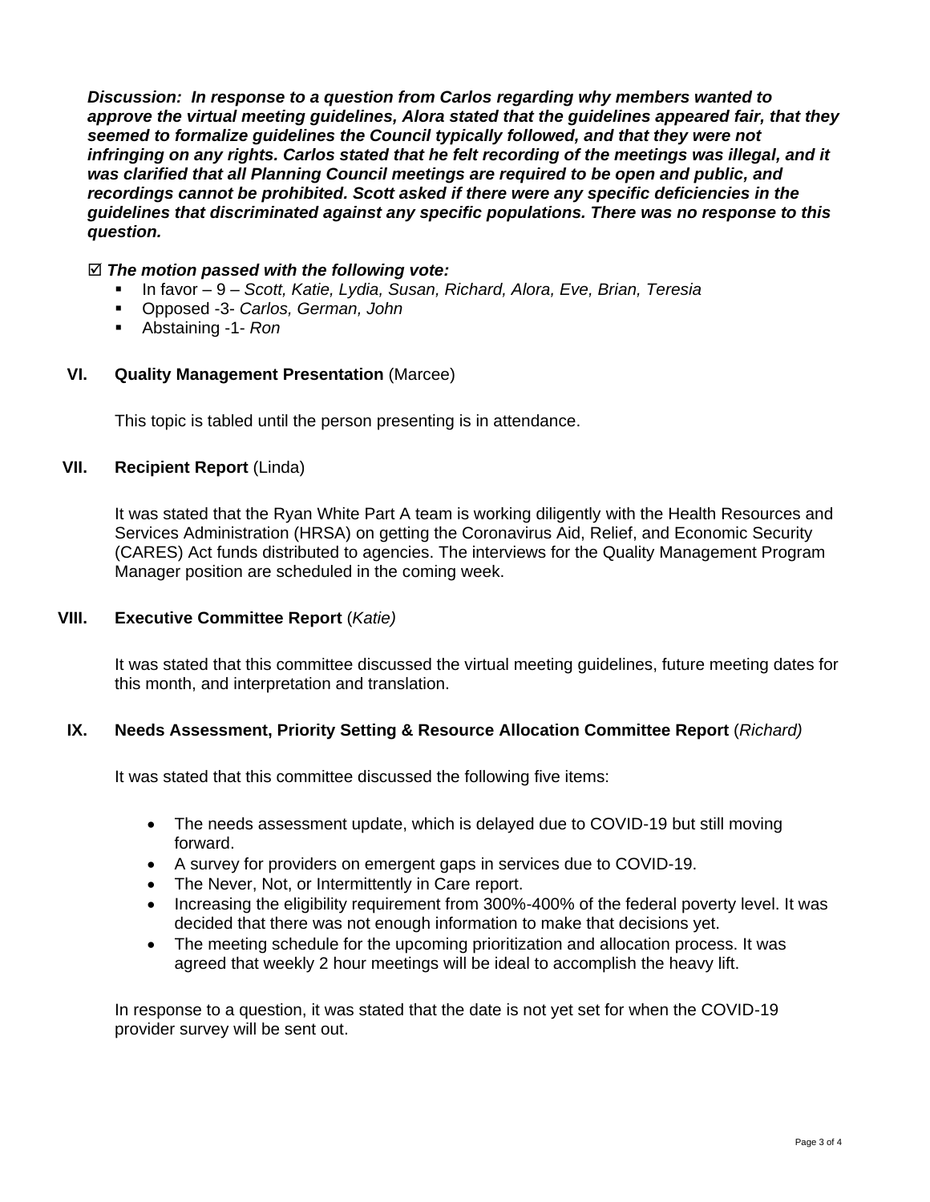***Discussion: In response to a question from Carlos regarding why members wanted to approve the virtual meeting guidelines, Alora stated that the guidelines appeared fair, that they seemed to formalize guidelines the Council typically followed, and that they were not infringing on any rights. Carlos stated that he felt recording of the meetings was illegal, and it was clarified that all Planning Council meetings are required to be open and public, and recordings cannot be prohibited. Scott asked if there were any specific deficiencies in the guidelines that discriminated against any specific populations. There was no response to this question.***

☑ ***The motion passed with the following vote:***

- In favor – 9 – *Scott, Katie, Lydia, Susan, Richard, Alora, Eve, Brian, Teresia*
- Opposed -3- *Carlos, German, John*
- Abstaining -1- *Ron*

## VI. **Quality Management Presentation** (Marcee)

This topic is tabled until the person presenting is in attendance.

## VII. **Recipient Report** (Linda)

It was stated that the Ryan White Part A team is working diligently with the Health Resources and Services Administration (HRSA) on getting the Coronavirus Aid, Relief, and Economic Security (CARES) Act funds distributed to agencies. The interviews for the Quality Management Program Manager position are scheduled in the coming week.

## VIII. **Executive Committee Report** (*Katie)*

It was stated that this committee discussed the virtual meeting guidelines, future meeting dates for this month, and interpretation and translation.

## IX. **Needs Assessment, Priority Setting & Resource Allocation Committee Report** (*Richard)*

It was stated that this committee discussed the following five items:

- The needs assessment update, which is delayed due to COVID-19 but still moving forward.
- A survey for providers on emergent gaps in services due to COVID-19.
- The Never, Not, or Intermittently in Care report.
- Increasing the eligibility requirement from 300%-400% of the federal poverty level. It was decided that there was not enough information to make that decisions yet.
- The meeting schedule for the upcoming prioritization and allocation process. It was agreed that weekly 2 hour meetings will be ideal to accomplish the heavy lift.

In response to a question, it was stated that the date is not yet set for when the COVID-19 provider survey will be sent out.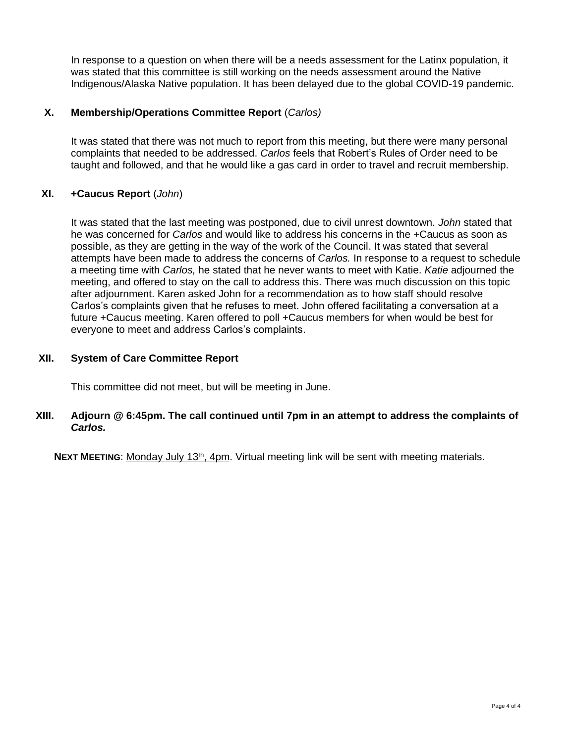In response to a question on when there will be a needs assessment for the Latinx population, it was stated that this committee is still working on the needs assessment around the Native Indigenous/Alaska Native population. It has been delayed due to the global COVID-19 pandemic.

## X. Membership/Operations Committee Report (*Carlos)*

It was stated that there was not much to report from this meeting, but there were many personal complaints that needed to be addressed. *Carlos* feels that Robert's Rules of Order need to be taught and followed, and that he would like a gas card in order to travel and recruit membership.

## XI. +Caucus Report (*John*)

It was stated that the last meeting was postponed, due to civil unrest downtown. *John* stated that he was concerned for *Carlos* and would like to address his concerns in the +Caucus as soon as possible, as they are getting in the way of the work of the Council. It was stated that several attempts have been made to address the concerns of *Carlos.* In response to a request to schedule a meeting time with *Carlos,* he stated that he never wants to meet with Katie. *Katie* adjourned the meeting, and offered to stay on the call to address this. There was much discussion on this topic after adjournment. Karen asked John for a recommendation as to how staff should resolve Carlos's complaints given that he refuses to meet. John offered facilitating a conversation at a future +Caucus meeting. Karen offered to poll +Caucus members for when would be best for everyone to meet and address Carlos's complaints.

## XII. System of Care Committee Report

This committee did not meet, but will be meeting in June.

## XIII. Adjourn @ 6:45pm. The call continued until 7pm in an attempt to address the complaints of *Carlos.*

**NEXT MEETING**: Monday July 13th, 4pm. Virtual meeting link will be sent with meeting materials.